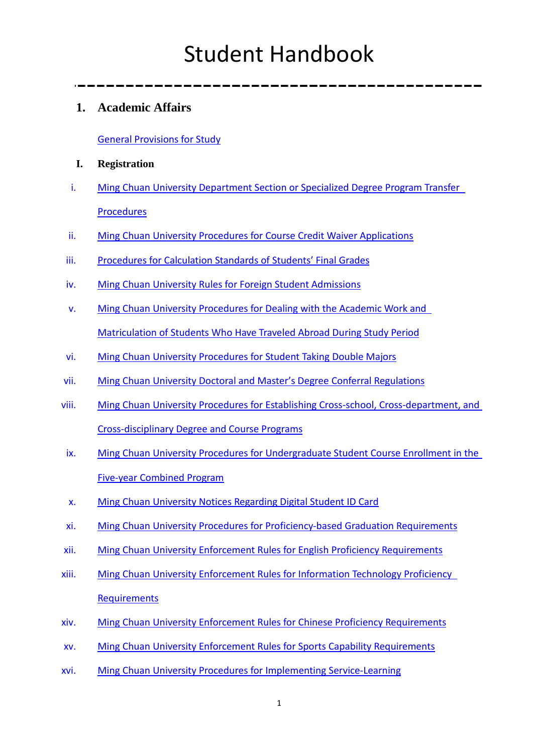# Student Handbook

---

## 1. Academic Affairs

General Provisions for Study

### I. Registration

i. Ming Chuan University Department Section or Specialized Degree Program Transfer Procedures

ii. Ming Chuan University Procedures for Course Credit Waiver Applications

iii. Procedures for Calculation Standards of Students' Final Grades

iv. Ming Chuan University Rules for Foreign Student Admissions

v. Ming Chuan University Procedures for Dealing with the Academic Work and Matriculation of Students Who Have Traveled Abroad During Study Period

vi. Ming Chuan University Procedures for Student Taking Double Majors

vii. Ming Chuan University Doctoral and Master's Degree Conferral Regulations

viii. Ming Chuan University Procedures for Establishing Cross-school, Cross-department, and Cross-disciplinary Degree and Course Programs

ix. Ming Chuan University Procedures for Undergraduate Student Course Enrollment in the Five-year Combined Program

x. Ming Chuan University Notices Regarding Digital Student ID Card

xi. Ming Chuan University Procedures for Proficiency-based Graduation Requirements

xii. Ming Chuan University Enforcement Rules for English Proficiency Requirements

xiii. Ming Chuan University Enforcement Rules for Information Technology Proficiency Requirements

xiv. Ming Chuan University Enforcement Rules for Chinese Proficiency Requirements

xv. Ming Chuan University Enforcement Rules for Sports Capability Requirements

xvi. Ming Chuan University Procedures for Implementing Service-Learning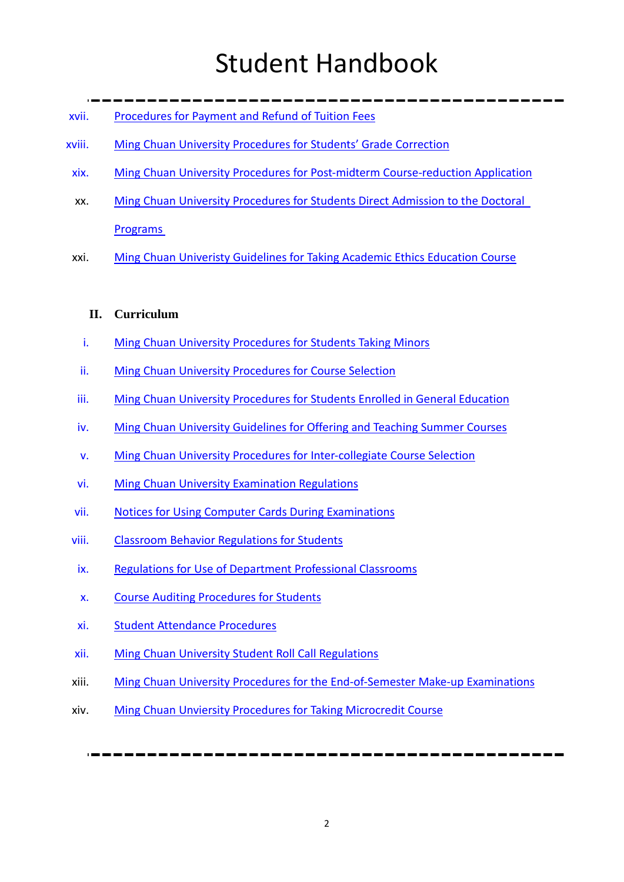# Student Handbook

xvii. Procedures for Payment and Refund of Tuition Fees

xviii. Ming Chuan University Procedures for Students' Grade Correction

xix. Ming Chuan University Procedures for Post-midterm Course-reduction Application

xx. Ming Chuan University Procedures for Students Direct Admission to the Doctoral Programs

xxi. Ming Chuan Univeristy Guidelines for Taking Academic Ethics Education Course

**II. Curriculum**

i. Ming Chuan University Procedures for Students Taking Minors

ii. Ming Chuan University Procedures for Course Selection

iii. Ming Chuan University Procedures for Students Enrolled in General Education

iv. Ming Chuan University Guidelines for Offering and Teaching Summer Courses

v. Ming Chuan University Procedures for Inter-collegiate Course Selection

vi. Ming Chuan University Examination Regulations

vii. Notices for Using Computer Cards During Examinations

viii. Classroom Behavior Regulations for Students

ix. Regulations for Use of Department Professional Classrooms

x. Course Auditing Procedures for Students

xi. Student Attendance Procedures

xii. Ming Chuan University Student Roll Call Regulations

xiii. Ming Chuan University Procedures for the End-of-Semester Make-up Examinations

xiv. Ming Chuan Unviersity Procedures for Taking Microcredit Course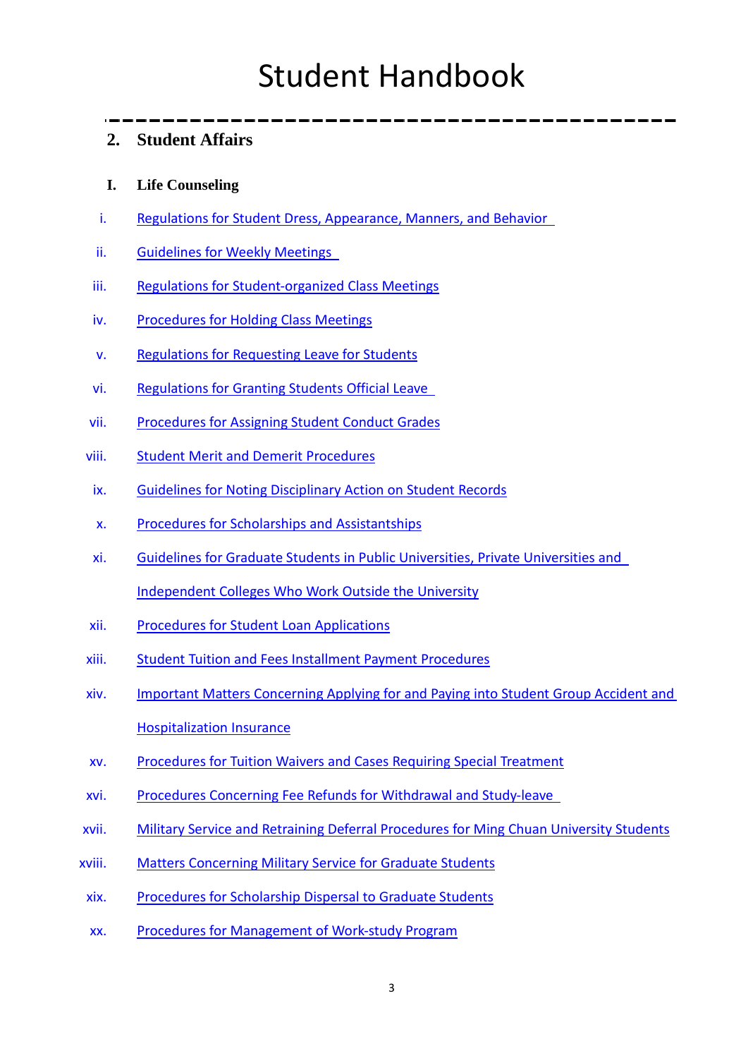# Student Handbook

## 2. Student Affairs

### I. Life Counseling

i. Regulations for Student Dress, Appearance, Manners, and Behavior

ii. Guidelines for Weekly Meetings

iii. Regulations for Student-organized Class Meetings

iv. Procedures for Holding Class Meetings

v. Regulations for Requesting Leave for Students

vi. Regulations for Granting Students Official Leave

vii. Procedures for Assigning Student Conduct Grades

viii. Student Merit and Demerit Procedures

ix. Guidelines for Noting Disciplinary Action on Student Records

x. Procedures for Scholarships and Assistantships

xi. Guidelines for Graduate Students in Public Universities, Private Universities and Independent Colleges Who Work Outside the University

xii. Procedures for Student Loan Applications

xiii. Student Tuition and Fees Installment Payment Procedures

xiv. Important Matters Concerning Applying for and Paying into Student Group Accident and Hospitalization Insurance

xv. Procedures for Tuition Waivers and Cases Requiring Special Treatment

xvi. Procedures Concerning Fee Refunds for Withdrawal and Study-leave

xvii. Military Service and Retraining Deferral Procedures for Ming Chuan University Students

xviii. Matters Concerning Military Service for Graduate Students

xix. Procedures for Scholarship Dispersal to Graduate Students

xx. Procedures for Management of Work-study Program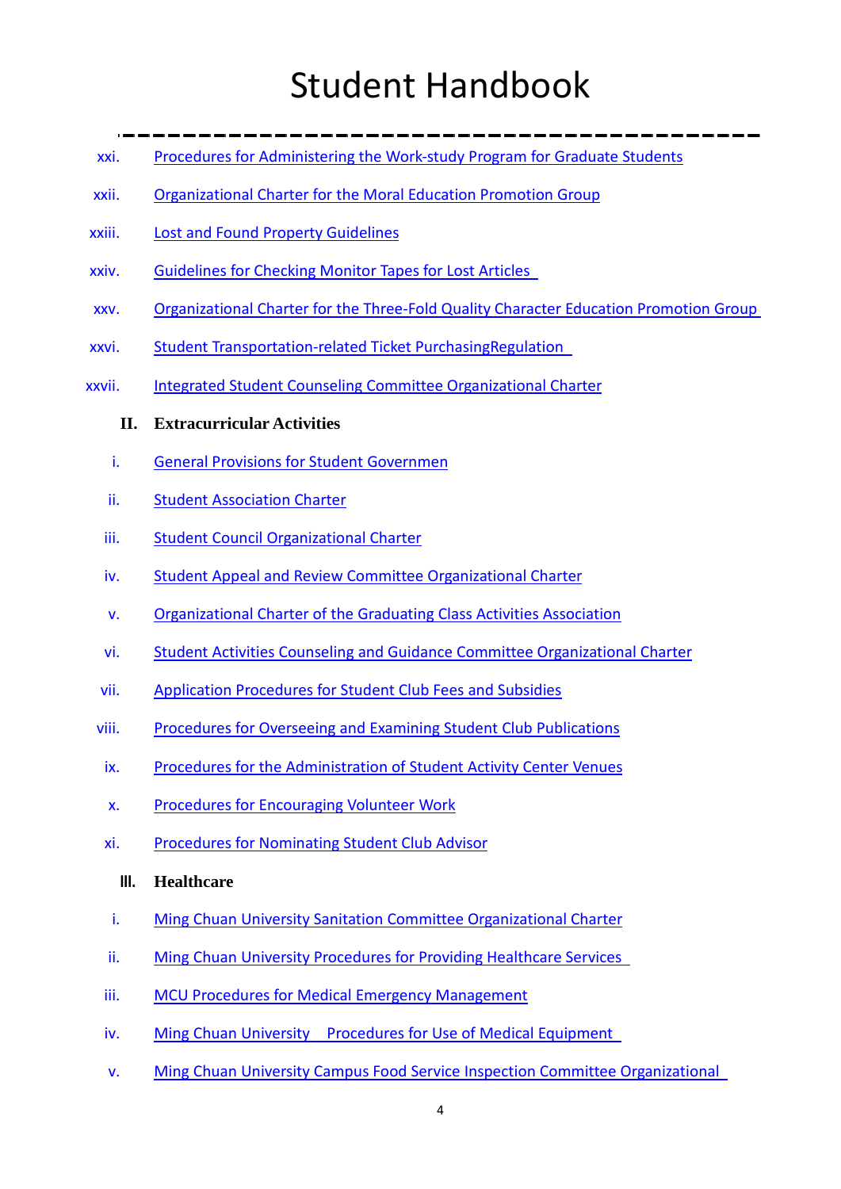# Student Handbook

xxi. Procedures for Administering the Work-study Program for Graduate Students

xxii. Organizational Charter for the Moral Education Promotion Group

xxiii. Lost and Found Property Guidelines

xxiv. Guidelines for Checking Monitor Tapes for Lost Articles

xxv. Organizational Charter for the Three-Fold Quality Character Education Promotion Group

xxvi. Student Transportation-related Ticket PurchasingRegulation

xxvii. Integrated Student Counseling Committee Organizational Charter

**II. Extracurricular Activities**

i. General Provisions for Student Governmen

ii. Student Association Charter

iii. Student Council Organizational Charter

iv. Student Appeal and Review Committee Organizational Charter

v. Organizational Charter of the Graduating Class Activities Association

vi. Student Activities Counseling and Guidance Committee Organizational Charter

vii. Application Procedures for Student Club Fees and Subsidies

viii. Procedures for Overseeing and Examining Student Club Publications

ix. Procedures for the Administration of Student Activity Center Venues

x. Procedures for Encouraging Volunteer Work

xi. Procedures for Nominating Student Club Advisor

**Ⅲ. Healthcare**

i. Ming Chuan University Sanitation Committee Organizational Charter

ii. Ming Chuan University Procedures for Providing Healthcare Services

iii. MCU Procedures for Medical Emergency Management

iv. Ming Chuan University Procedures for Use of Medical Equipment

v. Ming Chuan University Campus Food Service Inspection Committee Organizational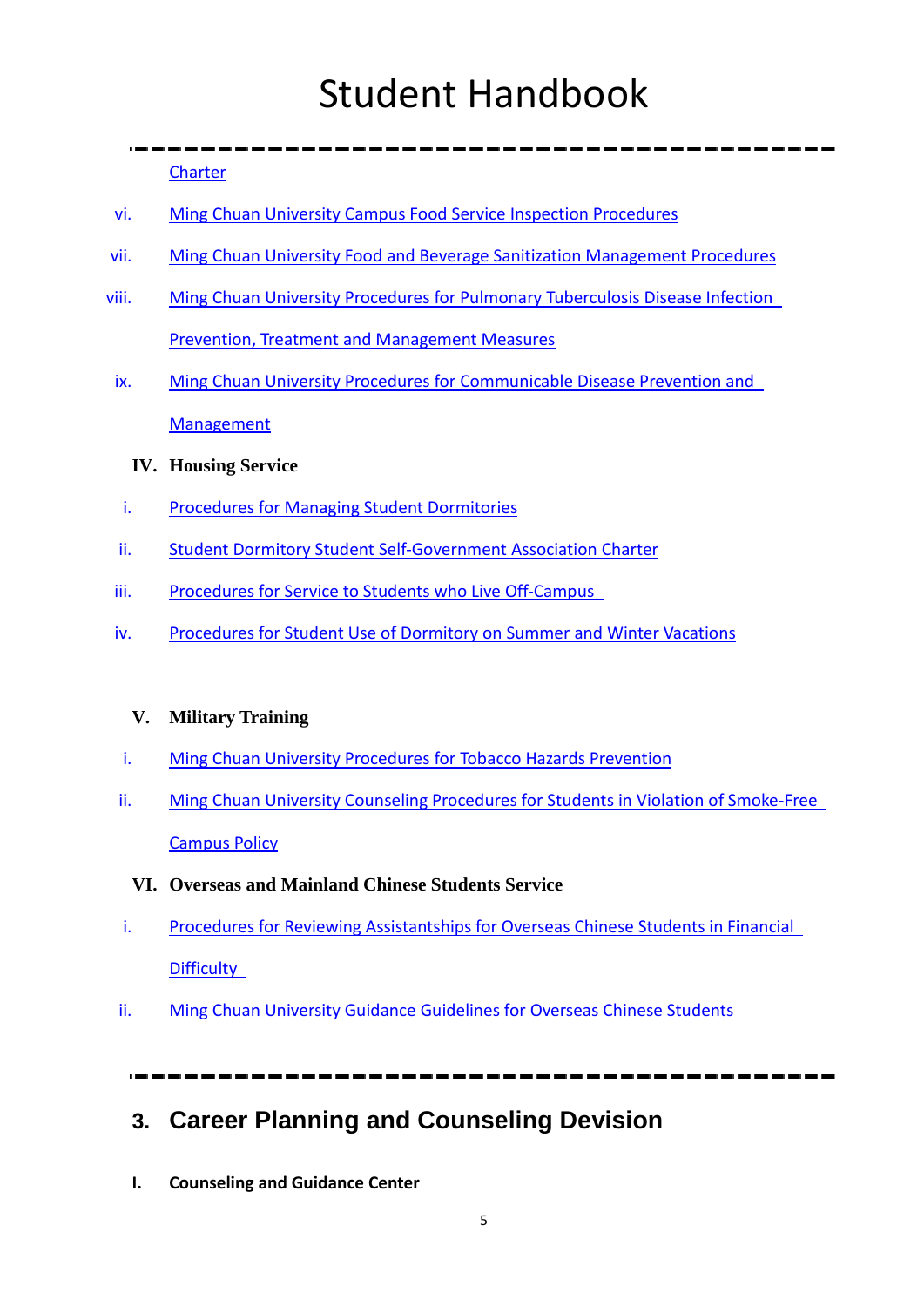Charter

vi. Ming Chuan University Campus Food Service Inspection Procedures

vii. Ming Chuan University Food and Beverage Sanitization Management Procedures

viii. Ming Chuan University Procedures for Pulmonary Tuberculosis Disease Infection Prevention, Treatment and Management Measures

ix. Ming Chuan University Procedures for Communicable Disease Prevention and Management

**IV. Housing Service**

i. Procedures for Managing Student Dormitories

ii. Student Dormitory Student Self-Government Association Charter

iii. Procedures for Service to Students who Live Off-Campus

iv. Procedures for Student Use of Dormitory on Summer and Winter Vacations

**V. Military Training**

i. Ming Chuan University Procedures for Tobacco Hazards Prevention

ii. Ming Chuan University Counseling Procedures for Students in Violation of Smoke-Free Campus Policy

**VI. Overseas and Mainland Chinese Students Service**

i. Procedures for Reviewing Assistantships for Overseas Chinese Students in Financial Difficulty

ii. Ming Chuan University Guidance Guidelines for Overseas Chinese Students

---

## 3. Career Planning and Counseling Devision

**I. Counseling and Guidance Center**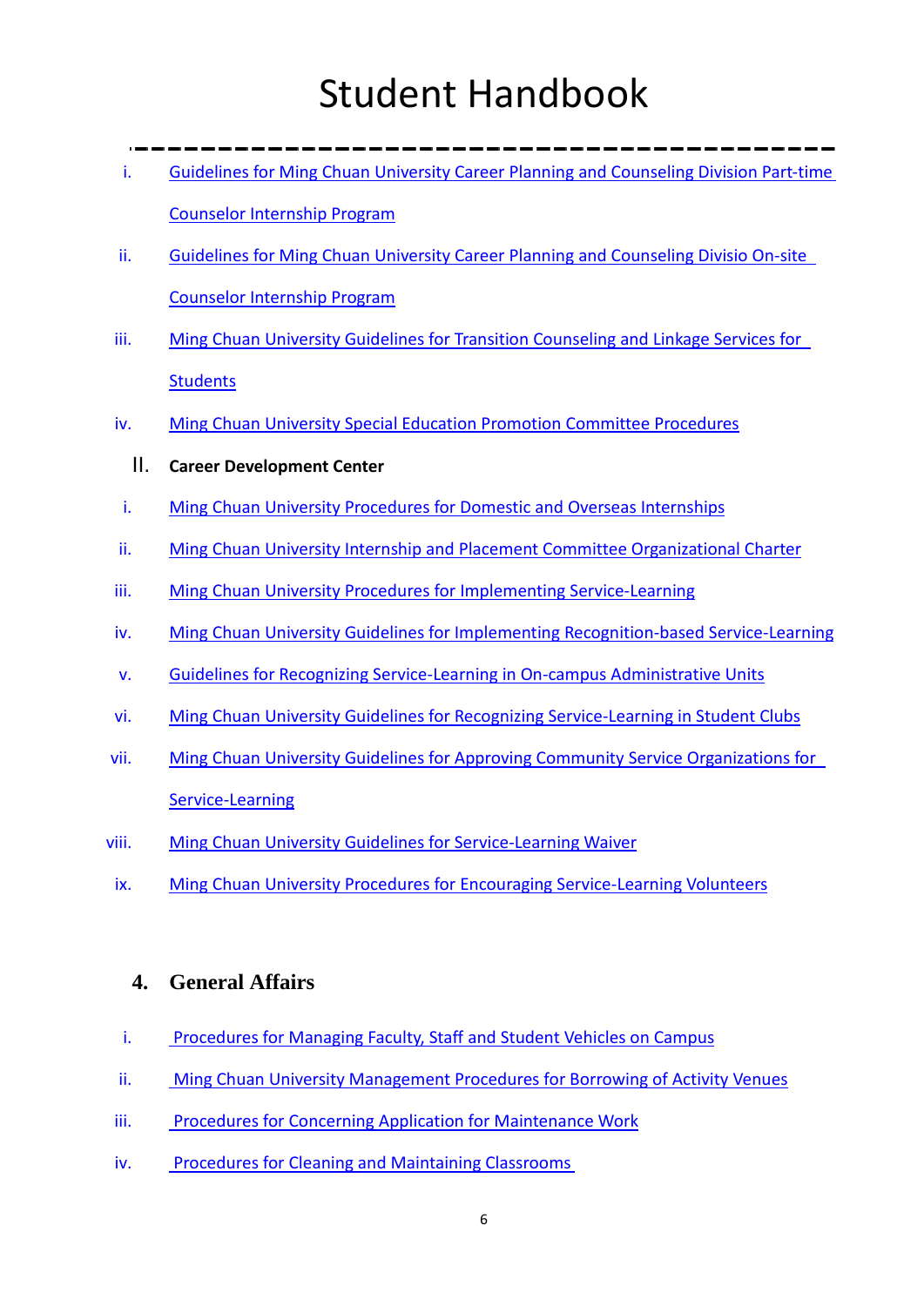# Student Handbook

---

i. Guidelines for Ming Chuan University Career Planning and Counseling Division Part-time Counselor Internship Program

ii. Guidelines for Ming Chuan University Career Planning and Counseling Divisio On-site Counselor Internship Program

iii. Ming Chuan University Guidelines for Transition Counseling and Linkage Services for Students

iv. Ming Chuan University Special Education Promotion Committee Procedures

II. **Career Development Center**

i. Ming Chuan University Procedures for Domestic and Overseas Internships

ii. Ming Chuan University Internship and Placement Committee Organizational Charter

iii. Ming Chuan University Procedures for Implementing Service-Learning

iv. Ming Chuan University Guidelines for Implementing Recognition-based Service-Learning

v. Guidelines for Recognizing Service-Learning in On-campus Administrative Units

vi. Ming Chuan University Guidelines for Recognizing Service-Learning in Student Clubs

vii. Ming Chuan University Guidelines for Approving Community Service Organizations for Service-Learning

viii. Ming Chuan University Guidelines for Service-Learning Waiver

ix. Ming Chuan University Procedures for Encouraging Service-Learning Volunteers

## 4. General Affairs

i. Procedures for Managing Faculty, Staff and Student Vehicles on Campus

ii. Ming Chuan University Management Procedures for Borrowing of Activity Venues

iii. Procedures for Concerning Application for Maintenance Work

iv. Procedures for Cleaning and Maintaining Classrooms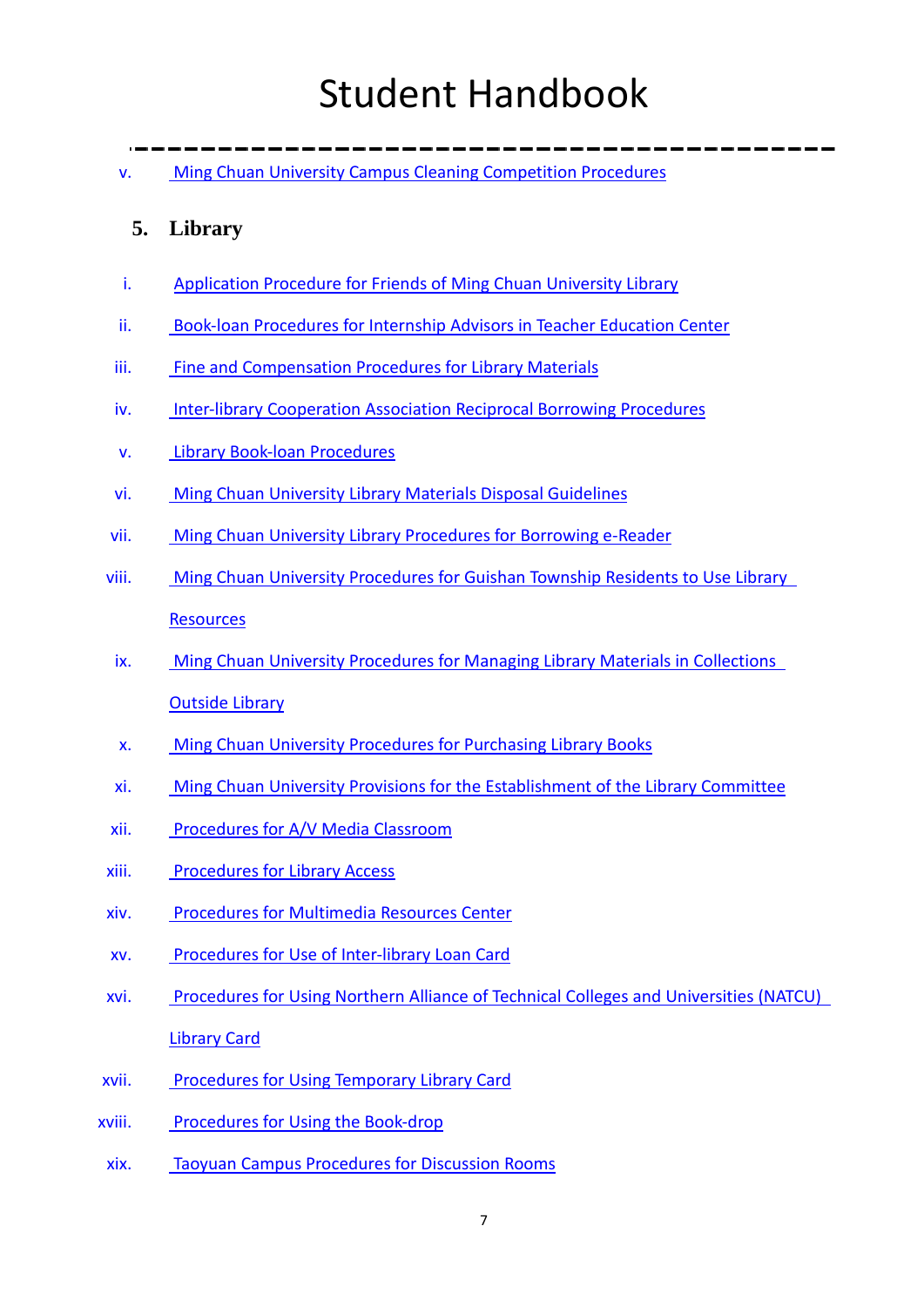# Student Handbook

v. Ming Chuan University Campus Cleaning Competition Procedures

## 5. Library

i. Application Procedure for Friends of Ming Chuan University Library

ii. Book-loan Procedures for Internship Advisors in Teacher Education Center

iii. Fine and Compensation Procedures for Library Materials

iv. Inter-library Cooperation Association Reciprocal Borrowing Procedures

v. Library Book-loan Procedures

vi. Ming Chuan University Library Materials Disposal Guidelines

vii. Ming Chuan University Library Procedures for Borrowing e-Reader

viii. Ming Chuan University Procedures for Guishan Township Residents to Use Library Resources

ix. Ming Chuan University Procedures for Managing Library Materials in Collections Outside Library

x. Ming Chuan University Procedures for Purchasing Library Books

xi. Ming Chuan University Provisions for the Establishment of the Library Committee

xii. Procedures for A/V Media Classroom

xiii. Procedures for Library Access

xiv. Procedures for Multimedia Resources Center

xv. Procedures for Use of Inter-library Loan Card

xvi. Procedures for Using Northern Alliance of Technical Colleges and Universities (NATCU) Library Card

xvii. Procedures for Using Temporary Library Card

xviii. Procedures for Using the Book-drop

xix. Taoyuan Campus Procedures for Discussion Rooms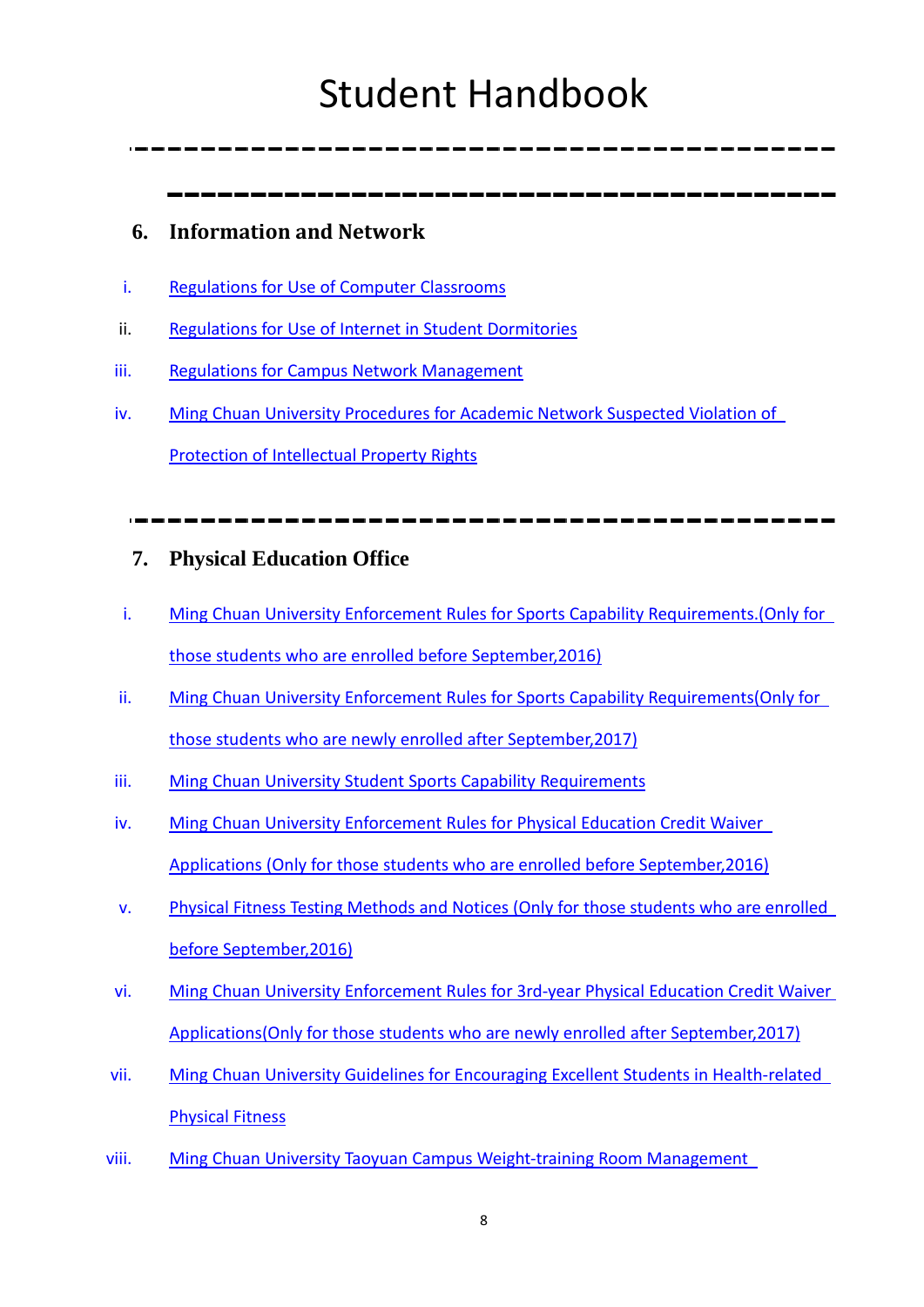# Student Handbook

---

---

## 6. Information and Network

i. Regulations for Use of Computer Classrooms

ii. Regulations for Use of Internet in Student Dormitories

iii. Regulations for Campus Network Management

iv. Ming Chuan University Procedures for Academic Network Suspected Violation of Protection of Intellectual Property Rights

---

## 7. Physical Education Office

i. Ming Chuan University Enforcement Rules for Sports Capability Requirements.(Only for those students who are enrolled before September,2016)

ii. Ming Chuan University Enforcement Rules for Sports Capability Requirements(Only for those students who are newly enrolled after September,2017)

iii. Ming Chuan University Student Sports Capability Requirements

iv. Ming Chuan University Enforcement Rules for Physical Education Credit Waiver Applications (Only for those students who are enrolled before September,2016)

v. Physical Fitness Testing Methods and Notices (Only for those students who are enrolled before September,2016)

vi. Ming Chuan University Enforcement Rules for 3rd-year Physical Education Credit Waiver Applications(Only for those students who are newly enrolled after September,2017)

vii. Ming Chuan University Guidelines for Encouraging Excellent Students in Health-related Physical Fitness

viii. Ming Chuan University Taoyuan Campus Weight-training Room Management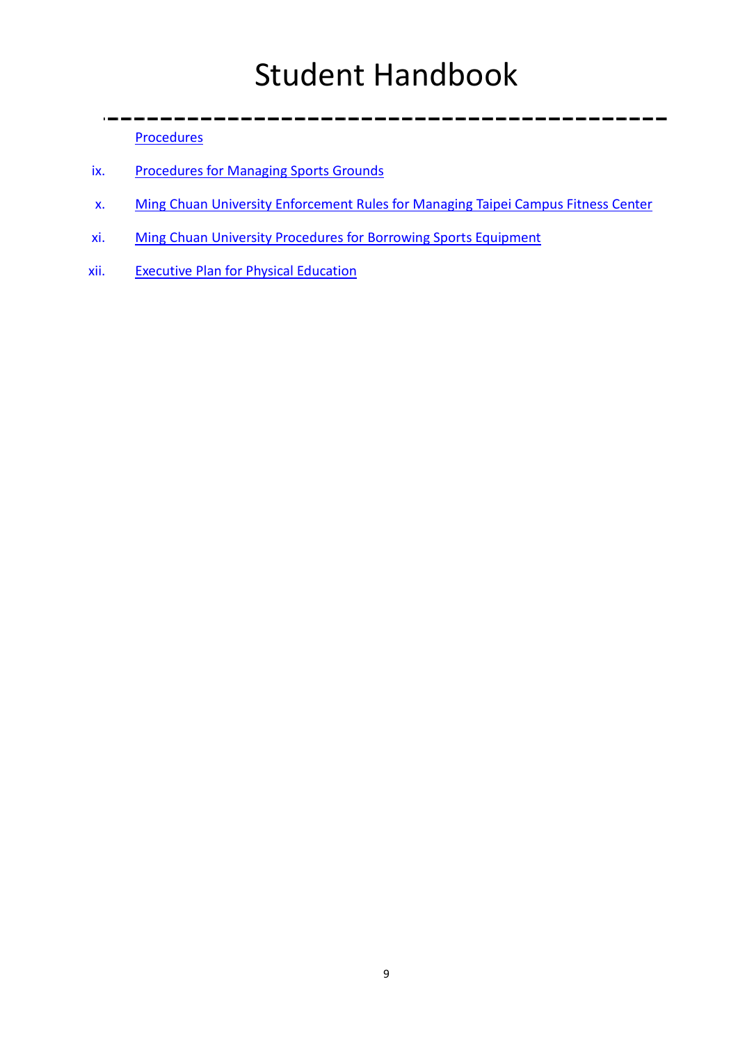Procedures

ix. Procedures for Managing Sports Grounds

x. Ming Chuan University Enforcement Rules for Managing Taipei Campus Fitness Center

xi. Ming Chuan University Procedures for Borrowing Sports Equipment

xii. Executive Plan for Physical Education